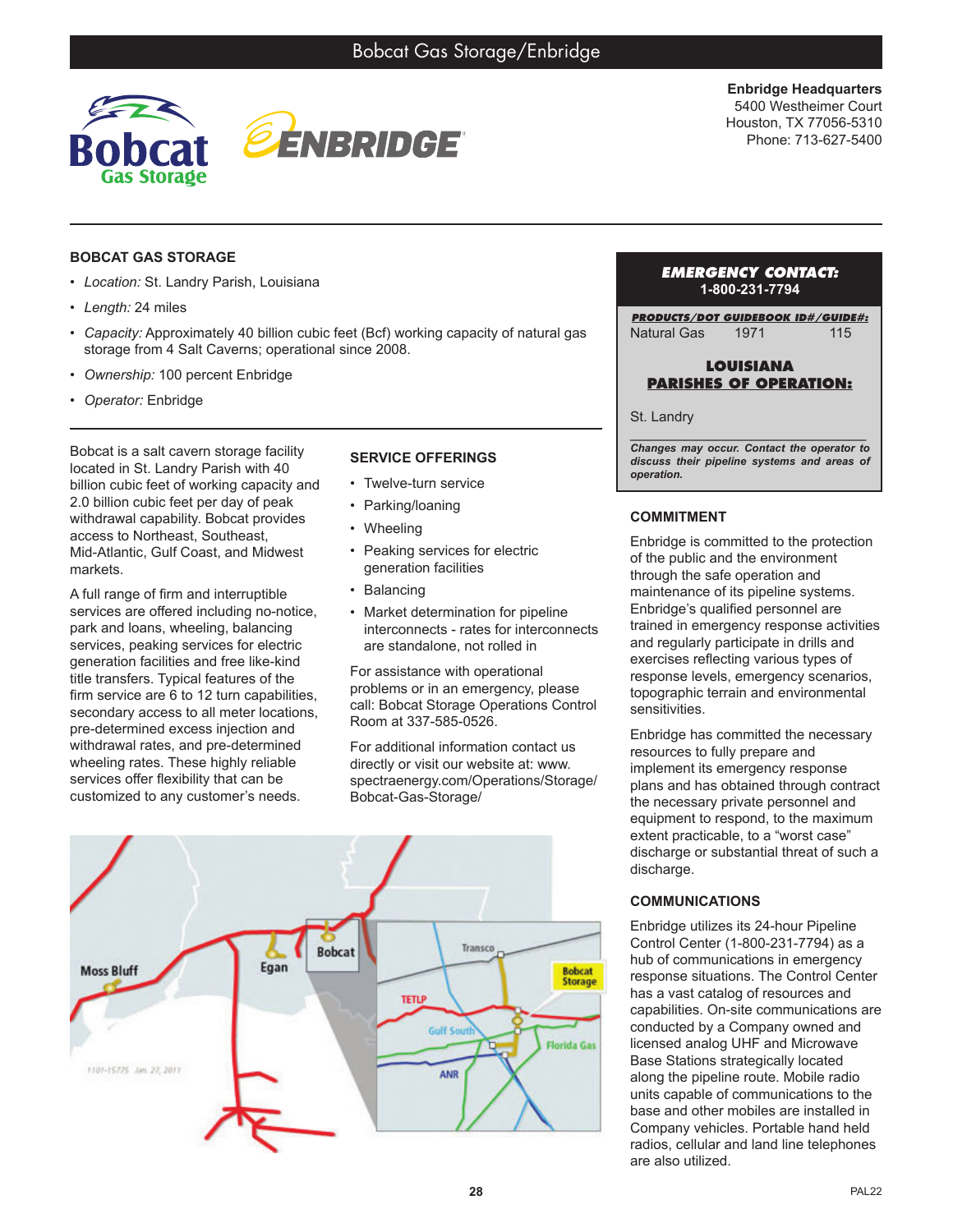# Bobcat Gas Storage/Enbridge

**Enbridge Headquarters**
5400 Westheimer Court
Houston, TX 77056-5310
Phone: 713-627-5400

## BOBCAT GAS STORAGE

- *Location:* St. Landry Parish, Louisiana
- *Length:* 24 miles
- *Capacity:* Approximately 40 billion cubic feet (Bcf) working capacity of natural gas storage from 4 Salt Caverns; operational since 2008.
- *Ownership:* 100 percent Enbridge
- *Operator:* Enbridge

Bobcat is a salt cavern storage facility located in St. Landry with 40 billion cubic feet of working capacity and 2.0 billion cubic feet per day of peak withdrawal capability. Bobcat provides access to Northeast, Southeast, Mid-Atlantic, Gulf Coast, and Midwest markets.

A full range of firm and interruptible services are offered including no-notice, park and loans, wheeling, balancing services, peaking services for electric generation facilities and free like-kind title transfers. Typical features of the firm service are 6 to 12 turn capabilities, secondary access to all meter locations, pre-determined excess injection and withdrawal rates, and pre-determined wheeling rates. These highly reliable services offer flexibility that can be customized to any customer's needs.

### SERVICE OFFERINGS

- Twelve-turn service
- Parking/loaning
- Wheeling
- Peaking services for electric generation facilities
- Balancing
- Market determination for pipeline interconnects - rates for interconnects are standalone, not rolled in

For assistance with operational problems or in an emergency, please call: Bobcat Storage Operations Control Room at 337-585-0526.

For additional information contact us directly or visit our website at: www.spectraenergy.com/Operations/Storage/Bobcat-Gas-Storage/

**EMERGENCY CONTACT:**
**1-800-231-7794**

| PRODUCTS/DOT GUIDEBOOK ID#/GUIDE#: | | |
|---|---|---|
| Natural Gas | 1971 | 115 |

**LOUISIANA PARISHES OF OPERATION:**

St. Landry

***Changes may occur. Contact the operator to discuss their pipeline systems and areas of operation.***

### COMMITMENT

Enbridge is committed to the protection of the public and the environment through the safe operation and maintenance of its pipeline systems. Enbridge's qualified personnel are trained in emergency response activities and regularly participate in drills and exercises reflecting various types of response levels, emergency scenarios, topographic terrain and environmental sensitivities.

Enbridge has committed the necessary resources to fully prepare and implement its emergency response plans and has obtained through contract the necessary private personnel and equipment to respond, to the maximum extent practicable, to a "worst case" discharge or substantial threat of such a discharge.

### COMMUNICATIONS

Enbridge utilizes its 24-hour Pipeline Control Center (1-800-231-7794) as a hub of communications in emergency response situations. The Control Center has a vast catalog of resources and capabilities. On-site communications are conducted by a Company owned and licensed analog UHF and Microwave Base Stations strategically located along the pipeline route. Mobile radio units capable of communications to the base and other mobiles are installed in Company vehicles. Portable hand held radios, cellular and land line telephones are also utilized.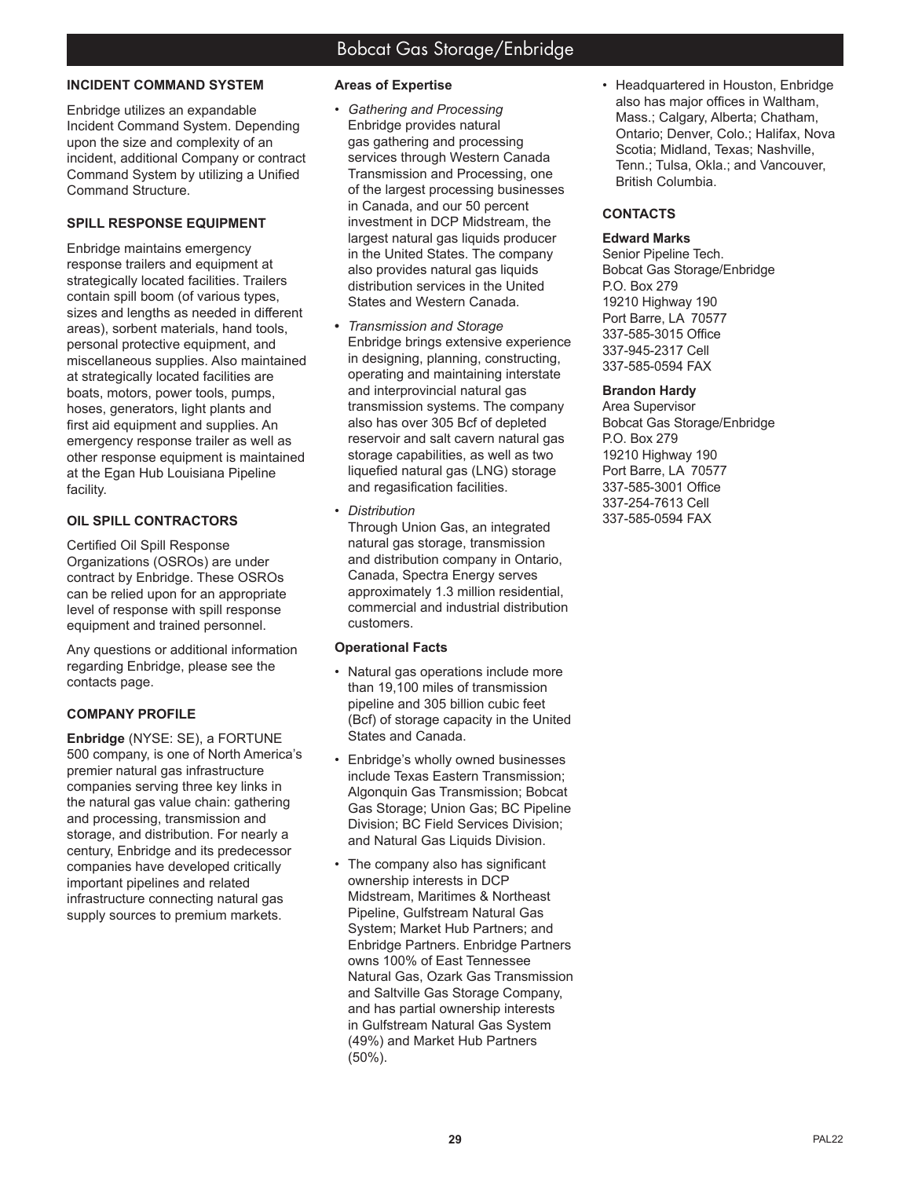# Bobcat Gas Storage/Enbridge

## INCIDENT COMMAND SYSTEM

Enbridge utilizes an expandable Incident Command System. Depending upon the size and complexity of an incident, additional Company or contract Command System by utilizing a Unified Command Structure.

## SPILL RESPONSE EQUIPMENT

Enbridge maintains emergency response trailers and equipment at strategically located facilities. Trailers contain spill boom (of various types, sizes and lengths as needed in different areas), sorbent materials, hand tools, personal protective equipment, and miscellaneous supplies. Also maintained at strategically located facilities are boats, motors, power tools, pumps, hoses, generators, light plants and first aid equipment and supplies. An emergency response trailer as well as other response equipment is maintained at the Egan Hub Louisiana Pipeline facility.

## OIL SPILL CONTRACTORS

Certified Oil Spill Response Organizations (OSROs) are under contract by Enbridge. These OSROs can be relied upon for an appropriate level of response with spill response equipment and trained personnel.

Any questions or additional information regarding Enbridge, please see the contacts page.

## COMPANY PROFILE

**Enbridge** (NYSE: SE), a FORTUNE 500 company, is one of North America's premier natural gas infrastructure companies serving three key links in the natural gas value chain: gathering and processing, transmission and storage, and distribution. For nearly a century, Enbridge and its predecessor companies have developed critically important pipelines and related infrastructure connecting natural gas supply sources to premium markets.

### Areas of Expertise

- *Gathering and Processing*
  Enbridge provides natural gas gathering and processing services through Western Canada Transmission and Processing, one of the largest processing businesses in Canada, and our 50 percent investment in DCP Midstream, the largest natural gas liquids producer in the United States. The company also provides natural gas liquids distribution services in the United States and Western Canada.
- *Transmission and Storage*
  Enbridge brings extensive experience in designing, planning, constructing, operating and maintaining interstate and interprovincial natural gas transmission systems. The company also has over 305 Bcf of depleted reservoir and salt cavern natural gas storage capabilities, as well as two liquefied natural gas (LNG) storage and regasification facilities.
- *Distribution*
  Through Union Gas, an integrated natural gas storage, transmission and distribution company in Ontario, Canada, Spectra Energy serves approximately 1.3 million residential, commercial and industrial distribution customers.

### Operational Facts

- Natural gas operations include more than 19,100 miles of transmission pipeline and 305 billion cubic feet (Bcf) of storage capacity in the United States and Canada.
- Enbridge's wholly owned businesses include Texas Eastern Transmission; Algonquin Gas Transmission; Bobcat Gas Storage; Union Gas; BC Pipeline Division; BC Field Services Division; and Natural Gas Liquids Division.
- The company also has significant ownership interests in DCP Midstream, Maritimes & Northeast Pipeline, Gulfstream Natural Gas System; Market Hub Partners; and Enbridge Partners. Enbridge Partners owns 100% of East Tennessee Natural Gas, Ozark Gas Transmission and Saltville Gas Storage Company, and has partial ownership interests in Gulfstream Natural Gas System (49%) and Market Hub Partners (50%).
- Headquartered in Houston, Enbridge also has major offices in Waltham, Mass.; Calgary, Alberta; Chatham, Ontario; Denver, Colo.; Halifax, Nova Scotia; Midland, Texas; Nashville, Tenn.; Tulsa, Okla.; and Vancouver, British Columbia.

## CONTACTS

**Edward Marks**
Senior Pipeline Tech.
Bobcat Gas Storage/Enbridge
P.O. Box 279
19210 Highway 190
Port Barre, LA 70577
337-585-3015 Office
337-945-2317 Cell
337-585-0594 FAX

**Brandon Hardy**
Area Supervisor
Bobcat Gas Storage/Enbridge
P.O. Box 279
19210 Highway 190
Port Barre, LA 70577
337-585-3001 Office
337-254-7613 Cell
337-585-0594 FAX